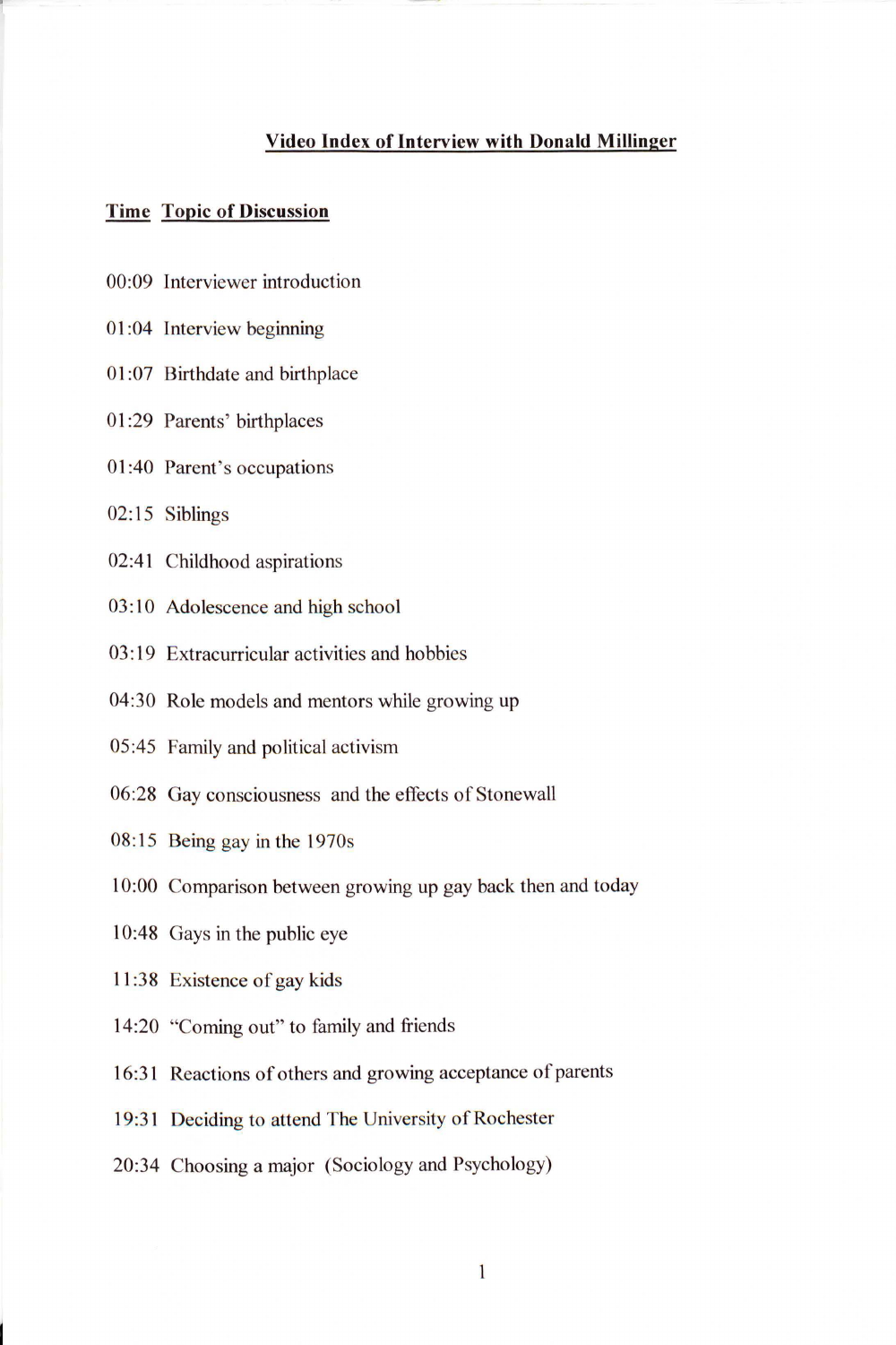## Video Index of Interview with Donald Millinger

**Time Topic of Discussion**

00:09 Interviewer introduction

01:04 Interview beginning

01:07 Birthdate and birthplace

01:29 Parents' birthplaces

01:40 Parent's occupations

02:15 Siblings

02:41 Childhood aspirations

03:10 Adolescence and high school

03:19 Extracurricular activities and hobbies

04:30 Role models and mentors while growing up

05:45 Family and political activism

06:28 Gay consciousness and the effects of Stonewall

08:15 Being gay in the 1970s

10:00 Comparison between growing up gay back then and today

10:48 Gays in the public eye

11:38 Existence of gay kids

14:20 "Coming out" to family and friends

16:31 Reactions of others and growing acceptance of parents

19:31 Deciding to attend The University of Rochester

20:34 Choosing a major (Sociology and Psychology)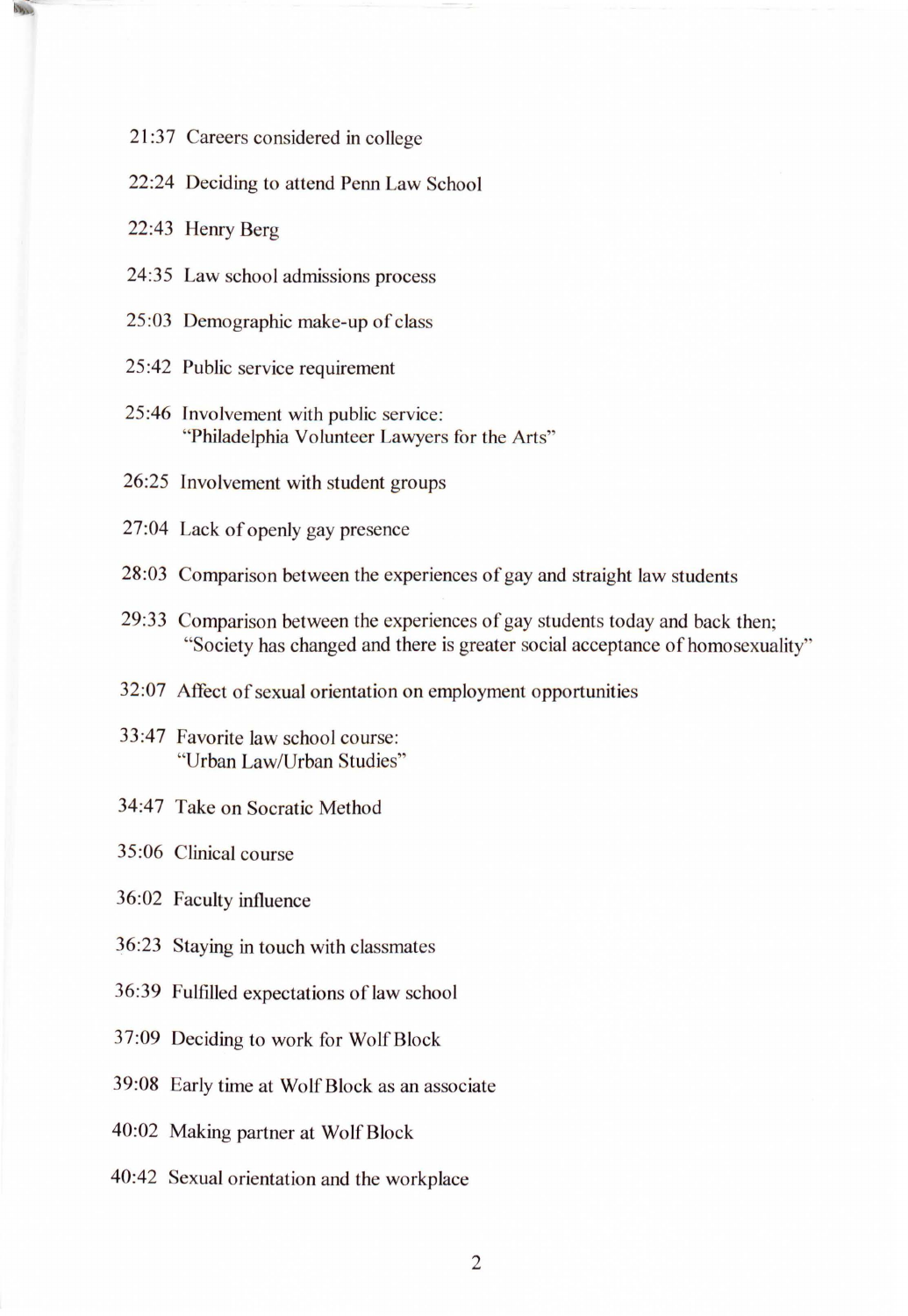21:37 Careers considered in college

22:24 Deciding to attend Penn Law School

22:43 Henry Berg

24:35 Law school admissions process

25:03 Demographic make-up of class

25:42 Public service requirement

25:46 Involvement with public service:
"Philadelphia Volunteer Lawyers for the Arts"

26:25 Involvement with student groups

27:04 Lack of openly gay presence

28:03 Comparison between the experiences of gay and straight law students

29:33 Comparison between the experiences of gay students today and back then;
"Society has changed and there is greater social acceptance of homosexuality"

32:07 Affect of sexual orientation on employment opportunities

33:47 Favorite law school course:
"Urban Law/Urban Studies"

34:47 Take on Socratic Method

35:06 Clinical course

36:02 Faculty influence

36:23 Staying in touch with classmates

36:39 Fulfilled expectations of law school

37:09 Deciding to work for Wolf Block

39:08 Early time at Wolf Block as an associate

40:02 Making partner at Wolf Block

40:42 Sexual orientation and the workplace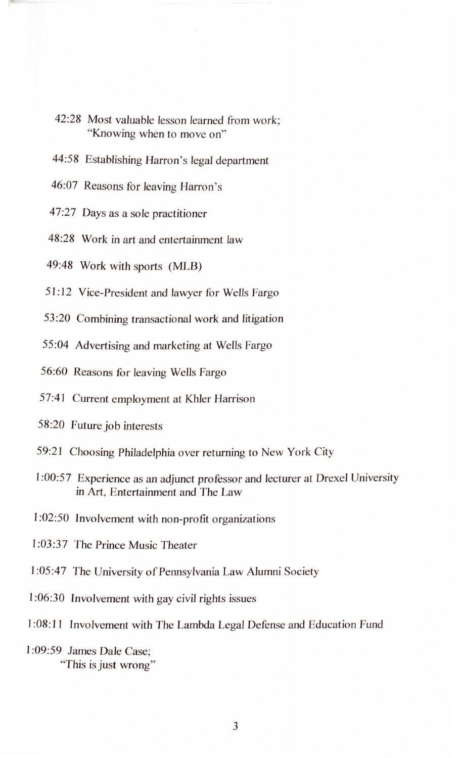42:28 Most valuable lesson learned from work;
"Knowing when to move on"

44:58 Establishing Harron's legal department

46:07 Reasons for leaving Harron's

47:27 Days as a sole practitioner

48:28 Work in art and entertainment law

49:48 Work with sports (MLB)

51:12 Vice-President and lawyer for Wells Fargo

53:20 Combining transactional work and litigation

55:04 Advertising and marketing at Wells Fargo

56:60 Reasons for leaving Wells Fargo

57:41 Current employment at Khler Harrison

58:20 Future job interests

59:21 Choosing Philadelphia over returning to New York City

1:00:57 Experience as an adjunct professor and lecturer at Drexel University in Art, Entertainment and The Law

1:02:50 Involvement with non-profit organizations

1:03:37 The Prince Music Theater

1:05:47 The University of Pennsylvania Law Alumni Society

1:06:30 Involvement with gay civil rights issues

1:08:11 Involvement with The Lambda Legal Defense and Education Fund

1:09:59 James Dale Case;
"This is just wrong"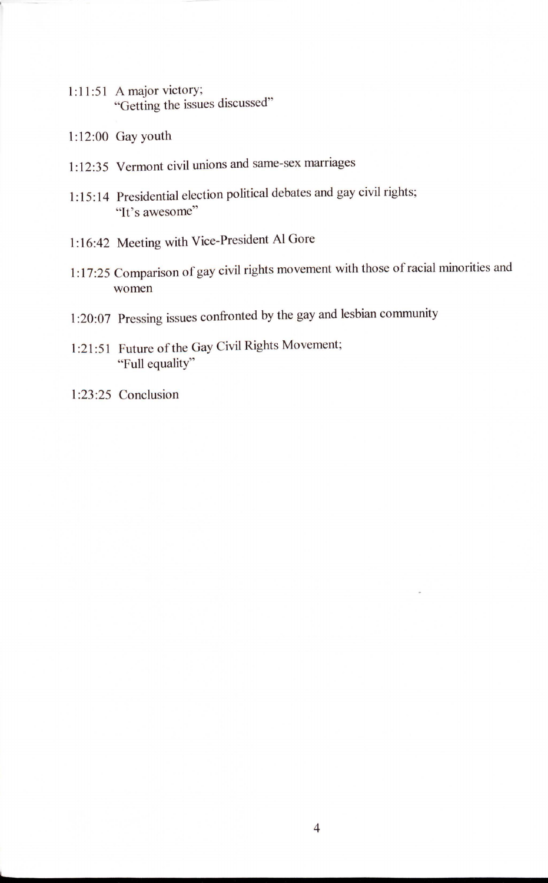1:11:51 A major victory;
"Getting the issues discussed"

1:12:00 Gay youth

1:12:35 Vermont civil unions and same-sex marriages

1:15:14 Presidential election political debates and gay civil rights;
"It's awesome"

1:16:42 Meeting with Vice-President Al Gore

1:17:25 Comparison of gay civil rights movement with those of racial minorities and women

1:20:07 Pressing issues confronted by the gay and lesbian community

1:21:51 Future of the Gay Civil Rights Movement;
"Full equality"

1:23:25 Conclusion